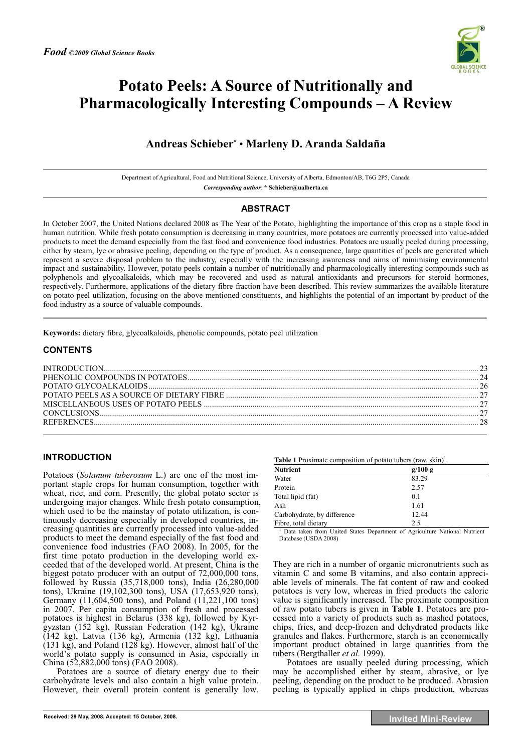# Potato Peels: A Source of Nutritionally and Pharmacologically Interesting Compounds – A Review

**Andreas Schieber* • Marleny D. Aranda Saldaña**

Department of Agricultural, Food and Nutritional Science, University of Alberta, Edmonton/AB, T6G 2P5, Canada

*Corresponding author*: **\* Schieber@ualberta.ca**

## ABSTRACT

In October 2007, the United Nations declared 2008 as The Year of the Potato, highlighting the importance of this crop as a staple food in human nutrition. While fresh potato consumption is decreasing in many countries, more potatoes are currently processed into value-added products to meet the demand especially from the fast food and convenience food industries. Potatoes are usually peeled during processing, either by steam, lye or abrasive peeling, depending on the type of product. As a consequence, large quantities of peels are generated which represent a severe disposal problem to the industry, especially with the increasing awareness and aims of minimising environmental impact and sustainability. However, potato peels contain a number of nutritionally and pharmacologically interesting compounds such as polyphenols and glycoalkaloids, which may be recovered and used as natural antioxidants and precursors for steroid hormones, respectively. Furthermore, applications of the dietary fibre fraction have been described. This review summarizes the available literature on potato peel utilization, focusing on the above mentioned constituents, and highlights the potential of an important by-product of the food industry as a source of valuable compounds.

**Keywords:** dietary fibre, glycoalkaloids, phenolic compounds, potato peel utilization

## CONTENTS

- INTRODUCTION ... 23
- PHENOLIC COMPOUNDS IN POTATOES ... 24
- POTATO GLYCOALKALOIDS ... 26
- POTATO PEELS AS A SOURCE OF DIETARY FIBRE ... 27
- MISCELLANEOUS USES OF POTATO PEELS ... 27
- CONCLUSIONS ... 27
- REFERENCES ... 28

## INTRODUCTION

Potatoes (*Solanum tuberosum* L.) are one of the most important staple crops for human consumption, together with wheat, rice, and corn. Presently, the global potato sector is undergoing major changes. While fresh potato consumption, which used to be the mainstay of potato utilization, is continuously decreasing especially in developed countries, increasing quantities are currently processed into value-added products to meet the demand especially of the fast food and convenience food industries (FAO 2008). In 2005, for the first time potato production in the developing world exceeded that of the developed world. At present, China is the biggest potato producer with an output of 72,000,000 tons, followed by Russia (35,718,000 tons), India (26,280,000 tons), Ukraine (19,102,300 tons), USA (17,653,920 tons), Germany (11,604,500 tons), and Poland (11,221,100 tons) in 2007. Per capita consumption of fresh and processed potatoes is highest in Belarus (338 kg), followed by Kyrgyzstan (152 kg), Russian Federation (142 kg), Ukraine (142 kg), Latvia (136 kg), Armenia (132 kg), Lithuania (131 kg), and Poland (128 kg). However, almost half of the world's potato supply is consumed in Asia, especially in China (52,882,000 tons) (FAO 2008).

Potatoes are a source of dietary energy due to their carbohydrate levels and also contain a high value protein. However, their overall protein content is generally low.

**Table 1** Proximate composition of potato tubers (raw, skin)[1].

| Nutrient | g/100 g |
|---|---|
| Water | 83.29 |
| Protein | 2.57 |
| Total lipid (fat) | 0.1 |
| Ash | 1.61 |
| Carbohydrate, by difference | 12.44 |
| Fibre, total dietary | 2.5 |

[1] Data taken from United States Department of Agriculture National Nutrient Database (USDA 2008)

They are rich in a number of organic micronutrients such as vitamin C and some B vitamins, and also contain appreciable levels of minerals. The fat content of raw and cooked potatoes is very low, whereas in fried products the caloric value is significantly increased. The proximate composition of raw potato tubers is given in **Table 1**. Potatoes are processed into a variety of products such as mashed potatoes, chips, fries, and deep-frozen and dehydrated products like granules and flakes. Furthermore, starch is an economically important product obtained in large quantities from the tubers (Bergthaller *et al*. 1999).

Potatoes are usually peeled during processing, which may be accomplished either by steam, abrasive, or lye peeling, depending on the product to be produced. Abrasion peeling is typically applied in chips production, whereas

Received: 29 May, 2008. Accepted: 15 October, 2008.

**Invited Mini-Review**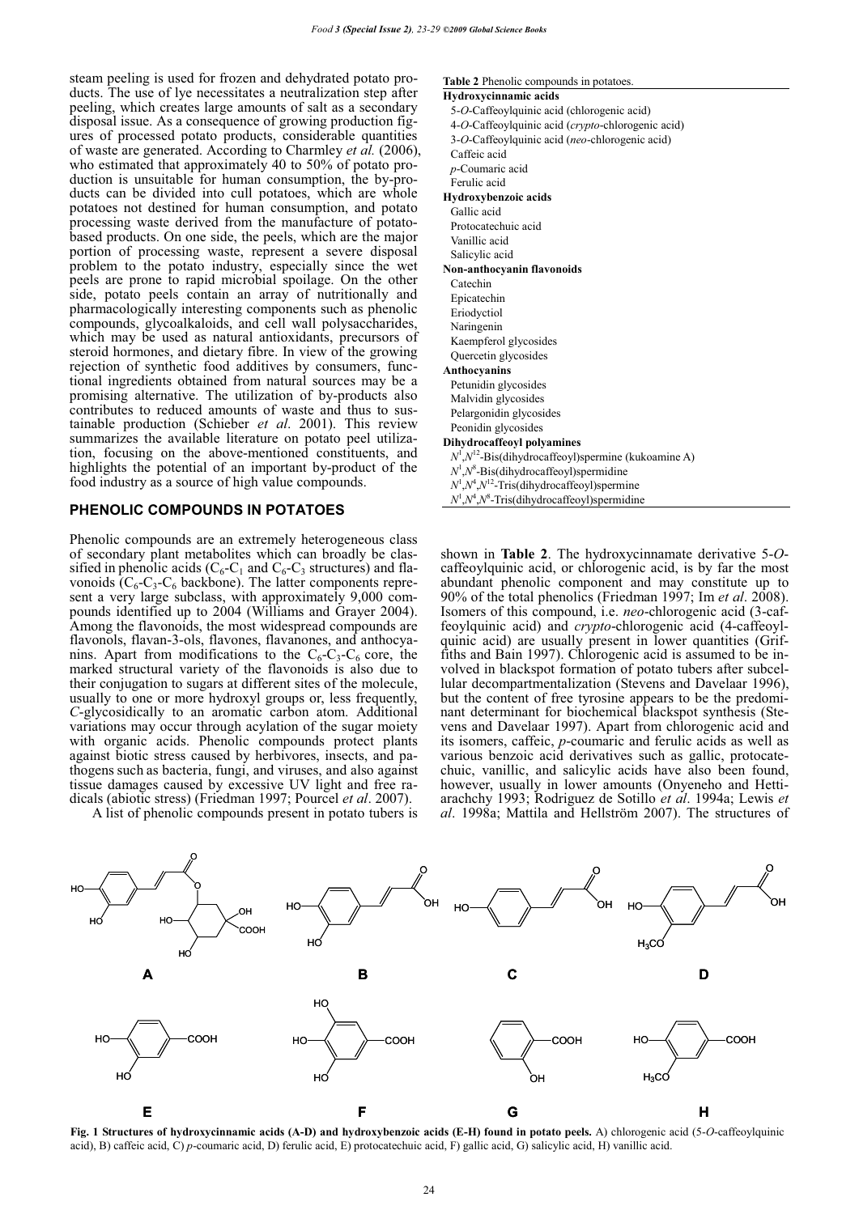steam peeling is used for frozen and dehydrated potato products. The use of lye necessitates a neutralization step after peeling, which creates large amounts of salt as a secondary disposal issue. As a consequence of growing production figures of processed potato products, considerable quantities of waste are generated. According to Charmley *et al.* (2006), who estimated that approximately 40 to 50% of potato production is unsuitable for human consumption, the by-products can be divided into cull potatoes, which are whole potatoes not destined for human consumption, and potato processing waste derived from the manufacture of potato-based products. On one side, the peels, which are the major portion of processing waste, represent a severe disposal problem to the potato industry, especially since the wet peels are prone to rapid microbial spoilage. On the other side, potato peels contain an array of nutritionally and pharmacologically interesting components such as phenolic compounds, glycoalkaloids, and cell wall polysaccharides, which may be used as natural antioxidants, precursors of steroid hormones, and dietary fibre. In view of the growing rejection of synthetic food additives by consumers, functional ingredients obtained from natural sources may be a promising alternative. The utilization of by-products also contributes to reduced amounts of waste and thus to sustainable production (Schieber *et al*. 2001). This review summarizes the available literature on potato peel utilization, focusing on the above-mentioned constituents, and highlights the potential of an important by-product of the food industry as a source of high value compounds.

## PHENOLIC COMPOUNDS IN POTATOES

Phenolic compounds are an extremely heterogeneous class of secondary plant metabolites which can broadly be classified in phenolic acids ($C_6$-$C_1$ and $C_6$-$C_3$ structures) and flavonoids ($C_6$-$C_3$-$C_6$ backbone). The latter components represent a very large subclass, with approximately 9,000 compounds identified up to 2004 (Williams and Grayer 2004). Among the flavonoids, the most widespread compounds are flavonols, flavan-3-ols, flavones, flavanones, and anthocyanins. Apart from modifications to the $C_6$-$C_3$-$C_6$ core, the marked structural variety of the flavonoids is also due to their conjugation to sugars at different sites of the molecule, usually to one or more hydroxyl groups or, less frequently, *C*-glycosidically to an aromatic carbon atom. Additional variations may occur through acylation of the sugar moiety with organic acids. Phenolic compounds protect plants against biotic stress caused by herbivores, insects, and pathogens such as bacteria, fungi, and viruses, and also against tissue damages caused by excessive UV light and free radicals (abiotic stress) (Friedman 1997; Pourcel *et al*. 2007).

A list of phenolic compounds present in potato tubers is shown in **Table 2**. The hydroxycinnamate derivative 5-*O*-caffeoylquinic acid, or chlorogenic acid, is by far the most abundant phenolic component and may constitute up to 90% of the total phenolics (Friedman 1997; Im *et al*. 2008). Isomers of this compound, i.e. *neo*-chlorogenic acid (3-caffeoylquinic acid) and *crypto*-chlorogenic acid (4-caffeoylquinic acid) are usually present in lower quantities (Griffiths and Bain 1997). Chlorogenic acid is assumed to be involved in blackspot formation of potato tubers after subcellular decompartmentalization (Stevens and Davelaar 1996), but the content of free tyrosine appears to be the predominant determinant for biochemical blackspot synthesis (Stevens and Davelaar 1997). Apart from chlorogenic acid and its isomers, caffeic, *p*-coumaric and ferulic acids as well as various benzoic acid derivatives such as gallic, protocatechuic, vanillic, and salicylic acids have also been found, however, usually in lower amounts (Onyeneho and Hettiarachchy 1993; Rodriguez de Sotillo *et al*. 1994a; Lewis *et al*. 1998a; Mattila and Hellström 2007). The structures of

**Table 2** Phenolic compounds in potatoes.

| Compound |
|---|
| **Hydroxycinnamic acids** |
| 5-*O*-Caffeoylquinic acid (chlorogenic acid) |
| 4-*O*-Caffeoylquinic acid (*crypto*-chlorogenic acid) |
| 3-*O*-Caffeoylquinic acid (*neo*-chlorogenic acid) |
| Caffeic acid |
| *p*-Coumaric acid |
| Ferulic acid |
| **Hydroxybenzoic acids** |
| Gallic acid |
| Protocatechuic acid |
| Vanillic acid |
| Salicylic acid |
| **Non-anthocyanin flavonoids** |
| Catechin |
| Epicatechin |
| Eriodyctiol |
| Naringenin |
| Kaempferol glycosides |
| Quercetin glycosides |
| **Anthocyanins** |
| Petunidin glycosides |
| Malvidin glycosides |
| Pelargonidin glycosides |
| Peonidin glycosides |
| **Dihydrocaffeoyl polyamines** |
| $N^1$,$N^{12}$-Bis(dihydrocaffeoyl)spermine (kukoamine A) |
| $N^1$,$N^8$-Bis(dihydrocaffeoyl)spermidine |
| $N^1$,$N^4$,$N^{12}$-Tris(dihydrocaffeoyl)spermine |
| $N^1$,$N^4$,$N^8$-Tris(dihydrocaffeoyl)spermidine |

**Fig. 1 Structures of hydroxycinnamic acids (A-D) and hydroxybenzoic acids (E-H) found in potato peels.** A) chlorogenic acid (5-*O*-caffeoylquinic acid), B) caffeic acid, C) *p*-coumaric acid, D) ferulic acid, E) protocatechuic acid, F) gallic acid, G) salicylic acid, H) vanillic acid.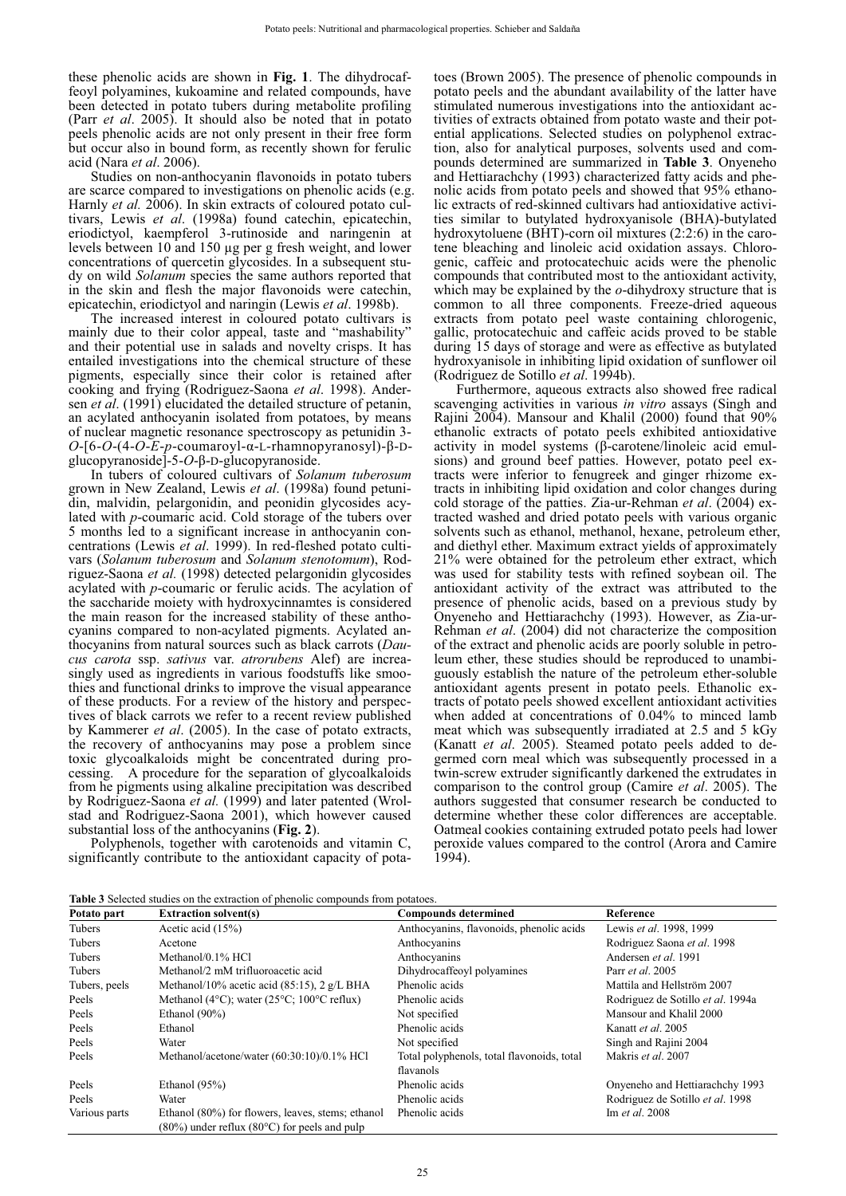these phenolic acids are shown in **Fig. 1**. The dihydrocaffeoyl polyamines, kukoamine and related compounds, have been detected in potato tubers during metabolite profiling (Parr *et al*. 2005). It should also be noted that in potato peels phenolic acids are not only present in their free form but occur also in bound form, as recently shown for ferulic acid (Nara *et al*. 2006).

Studies on non-anthocyanin flavonoids in potato tubers are scarce compared to investigations on phenolic acids (e.g. Harnly *et al.* 2006). In skin extracts of coloured potato cultivars, Lewis *et al*. (1998a) found catechin, epicatechin, eriodictyol, kaempferol 3-rutinoside and naringenin at levels between 10 and 150 µg per g fresh weight, and lower concentrations of quercetin glycosides. In a subsequent study on wild *Solanum* species the same authors reported that in the skin and flesh the major flavonoids were catechin, epicatechin, eriodictyol and naringin (Lewis *et al*. 1998b).

The increased interest in coloured potato cultivars is mainly due to their color appeal, taste and "mashability" and their potential use in salads and novelty crisps. It has entailed investigations into the chemical structure of these pigments, especially since their color is retained after cooking and frying (Rodriguez-Saona *et al*. 1998). Andersen *et al*. (1991) elucidated the detailed structure of petanin, an acylated anthocyanin isolated from potatoes, by means of nuclear magnetic resonance spectroscopy as petunidin 3-*O*-[6-*O*-(4-*O*-*E*-*p*-coumaroyl-α-L-rhamnopyranosyl)-β-D-glucopyranoside]-5-*O*-β-D-glucopyranoside.

In tubers of coloured cultivars of *Solanum tuberosum* grown in New Zealand, Lewis *et al*. (1998a) found petunidin, malvidin, pelargonidin, and peonidin glycosides acylated with *p*-coumaric acid. Cold storage of the tubers over 5 months led to a significant increase in anthocyanin concentrations (Lewis *et al*. 1999). In red-fleshed potato cultivars (*Solanum tuberosum* and *Solanum stenotomum*), Rodriguez-Saona *et al.* (1998) detected pelargonidin glycosides acylated with *p*-coumaric or ferulic acids. The acylation of the saccharide moiety with hydroxycinnamtes is considered the main reason for the increased stability of these anthocyanins compared to non-acylated pigments. Acylated anthocyanins from natural sources such as black carrots (*Daucus carota* ssp. *sativus* var. *atrorubens* Alef) are increasingly used as ingredients in various foodstuffs like smoothies and functional drinks to improve the visual appearance of these products. For a review of the history and perspectives of black carrots we refer to a recent review published by Kammerer *et al*. (2005). In the case of potato extracts, the recovery of anthocyanins may pose a problem since toxic glycoalkaloids might be concentrated during processing. A procedure for the separation of glycoalkaloids from he pigments using alkaline precipitation was described by Rodriguez-Saona *et al.* (1999) and later patented (Wrolstad and Rodriguez-Saona 2001), which however caused substantial loss of the anthocyanins (**Fig. 2**).

Polyphenols, together with carotenoids and vitamin C, significantly contribute to the antioxidant capacity of potatoes (Brown 2005). The presence of phenolic compounds in potato peels and the abundant availability of the latter have stimulated numerous investigations into the antioxidant activities of extracts obtained from potato waste and their potential applications. Selected studies on polyphenol extraction, also for analytical purposes, solvents used and compounds determined are summarized in **Table 3**. Onyeneho and Hettiarachchy (1993) characterized fatty acids and phenolic acids from potato peels and showed that 95% ethanolic extracts of red-skinned cultivars had antioxidative activities similar to butylated hydroxyanisole (BHA)-butylated hydroxytoluene (BHT)-corn oil mixtures (2:2:6) in the carotene bleaching and linoleic acid oxidation assays. Chlorogenic, caffeic and protocatechuic acids were the phenolic compounds that contributed most to the antioxidant activity, which may be explained by the *o*-dihydroxy structure that is common to all three components. Freeze-dried aqueous extracts from potato peel waste containing chlorogenic, gallic, protocatechuic and caffeic acids proved to be stable during 15 days of storage and were as effective as butylated hydroxyanisole in inhibiting lipid oxidation of sunflower oil (Rodriguez de Sotillo *et al*. 1994b).

Furthermore, aqueous extracts also showed free radical scavenging activities in various *in vitro* assays (Singh and Rajini 2004). Mansour and Khalil (2000) found that 90% ethanolic extracts of potato peels exhibited antioxidative activity in model systems (β-carotene/linoleic acid emulsions) and ground beef patties. However, potato peel extracts were inferior to fenugreek and ginger rhizome extracts in inhibiting lipid oxidation and color changes during cold storage of the patties. Zia-ur-Rehman *et al*. (2004) extracted washed and dried potato peels with various organic solvents such as ethanol, methanol, hexane, petroleum ether, and diethyl ether. Maximum extract yields of approximately 21% were obtained for the petroleum ether extract, which was used for stability tests with refined soybean oil. The antioxidant activity of the extract was attributed to the presence of phenolic acids, based on a previous study by Onyeneho and Hettiarachchy (1993). However, as Zia-ur-Rehman *et al*. (2004) did not characterize the composition of the extract and phenolic acids are poorly soluble in petroleum ether, these studies should be reproduced to unambiguously establish the nature of the petroleum ether-soluble antioxidant agents present in potato peels. Ethanolic extracts of potato peels showed excellent antioxidant activities when added at concentrations of 0.04% to minced lamb meat which was subsequently irradiated at 2.5 and 5 kGy (Kanatt *et al*. 2005). Steamed potato peels added to degermed corn meal which was subsequently processed in a twin-screw extruder significantly darkened the extrudates in comparison to the control group (Camire *et al*. 2005). The authors suggested that consumer research be conducted to determine whether these color differences are acceptable. Oatmeal cookies containing extruded potato peels had lower peroxide values compared to the control (Arora and Camire 1994).

**Table 3** Selected studies on the extraction of phenolic compounds from potatoes.

| Potato part | Extraction solvent(s) | Compounds determined | Reference |
|---|---|---|---|
| Tubers | Acetic acid (15%) | Anthocyanins, flavonoids, phenolic acids | Lewis *et al*. 1998, 1999 |
| Tubers | Acetone | Anthocyanins | Rodriguez Saona *et al*. 1998 |
| Tubers | Methanol/0.1% HCl | Anthocyanins | Andersen *et al*. 1991 |
| Tubers | Methanol/2 mM trifluoroacetic acid | Dihydrocaffeoyl polyamines | Parr *et al*. 2005 |
| Tubers, peels | Methanol/10% acetic acid (85:15), 2 g/L BHA | Phenolic acids | Mattila and Hellström 2007 |
| Peels | Methanol (4°C); water (25°C; 100°C reflux) | Phenolic acids | Rodriguez de Sotillo *et al*. 1994a |
| Peels | Ethanol (90%) | Not specified | Mansour and Khalil 2000 |
| Peels | Ethanol | Phenolic acids | Kanatt *et al*. 2005 |
| Peels | Water | Not specified | Singh and Rajini 2004 |
| Peels | Methanol/acetone/water (60:30:10)/0.1% HCl | Total polyphenols, total flavonoids, total flavanols | Makris *et al*. 2007 |
| Peels | Ethanol (95%) | Phenolic acids | Onyeneho and Hettiarachchy 1993 |
| Peels | Water | Phenolic acids | Rodriguez de Sotillo *et al*. 1998 |
| Various parts | Ethanol (80%) for flowers, leaves, stems; ethanol (80%) under reflux (80°C) for peels and pulp | Phenolic acids | Im *et al*. 2008 |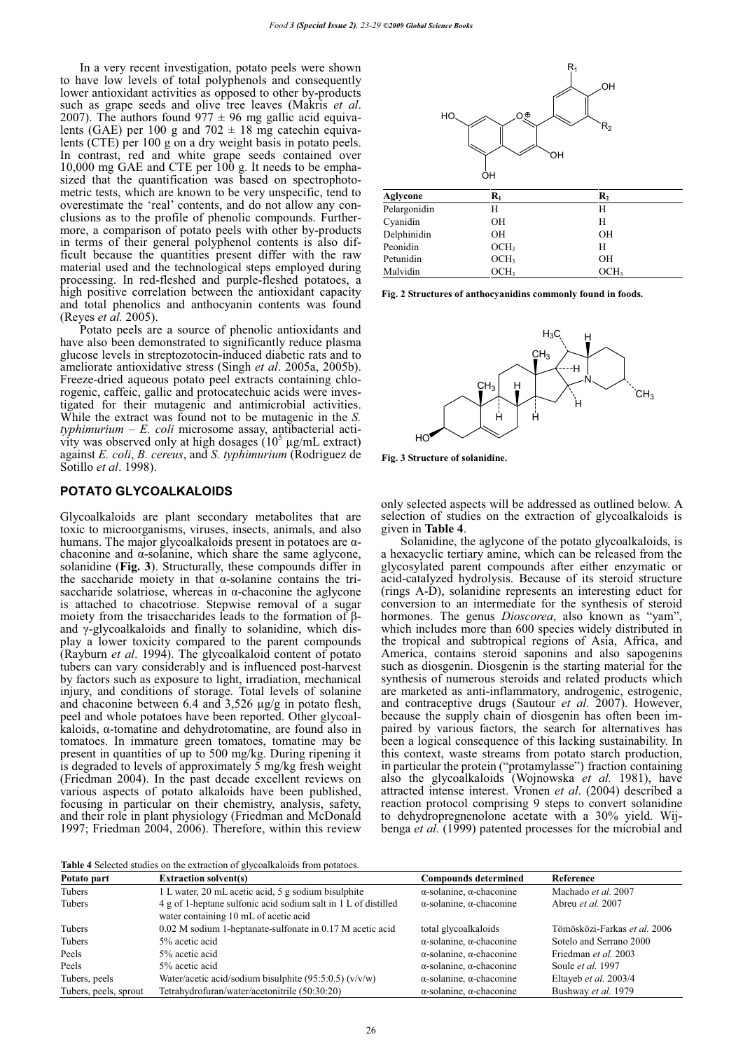In a very recent investigation, potato peels were shown to have low levels of total polyphenols and consequently lower antioxidant activities as opposed to other by-products such as grape seeds and olive tree leaves (Makris *et al*. 2007). The authors found 977 ± 96 mg gallic acid equivalents (GAE) per 100 g and 702 ± 18 mg catechin equivalents (CTE) per 100 g on a dry weight basis in potato peels. In contrast, red and white grape seeds contained over 10,000 mg GAE and CTE per 100 g. It needs to be emphasized that the quantification was based on spectrophotometric tests, which are known to be very unspecific, tend to overestimate the 'real' contents, and do not allow any conclusions as to the profile of phenolic compounds. Furthermore, a comparison of potato peels with other by-products in terms of their general polyphenol contents is also difficult because the quantities present differ with the raw material used and the technological steps employed during processing. In red-fleshed and purple-fleshed potatoes, a high positive correlation between the antioxidant capacity and total phenolics and anthocyanin contents was found (Reyes *et al.* 2005).

Potato peels are a source of phenolic antioxidants and have also been demonstrated to significantly reduce plasma glucose levels in streptozotocin-induced diabetic rats and to ameliorate antioxidative stress (Singh *et al*. 2005a, 2005b). Freeze-dried aqueous potato peel extracts containing chlorogenic, caffeic, gallic and protocatechuic acids were investigated for their mutagenic and antimicrobial activities. While the extract was found not to be mutagenic in the *S. typhimurium – E. coli* microsome assay, antibacterial activity was observed only at high dosages ($10^5$ µg/mL extract) against *E. coli*, *B. cereus*, and *S. typhimurium* (Rodriguez de Sotillo *et al*. 1998).

| Aglycone | $R_1$ | $R_2$ |
|---|---|---|
| Pelargonidin | H | H |
| Cyanidin | OH | H |
| Delphinidin | OH | OH |
| Peonidin | $OCH_3$ | H |
| Petunidin | $OCH_3$ | OH |
| Malvidin | $OCH_3$ | $OCH_3$ |

**Fig. 2 Structures of anthocyanidins commonly found in foods.**

**Fig. 3 Structure of solanidine.**

## POTATO GLYCOALKALOIDS

Glycoalkaloids are plant secondary metabolites that are toxic to microorganisms, viruses, insects, animals, and also humans. The major glycoalkaloids present in potatoes are α-chaconine and α-solanine, which share the same aglycone, solanidine (**Fig. 3**). Structurally, these compounds differ in the saccharide moiety in that α-solanine contains the trisaccharide solatriose, whereas in α-chaconine the aglycone is attached to chacotriose. Stepwise removal of a sugar moiety from the trisaccharides leads to the formation of β- and γ-glycoalkaloids and finally to solanidine, which display a lower toxicity compared to the parent compounds (Rayburn *et al*. 1994). The glycoalkaloid content of potato tubers can vary considerably and is influenced post-harvest by factors such as exposure to light, irradiation, mechanical injury, and conditions of storage. Total levels of solanine and chaconine between 6.4 and 3,526 µg/g in potato flesh, peel and whole potatoes have been reported. Other glycoalkaloids, α-tomatine and dehydrotomatine, are found also in tomatoes. In immature green tomatoes, tomatine may be present in quantities of up to 500 mg/kg. During ripening it is degraded to levels of approximately 5 mg/kg fresh weight (Friedman 2004). In the past decade excellent reviews on various aspects of potato alkaloids have been published, focusing in particular on their chemistry, analysis, safety, and their role in plant physiology (Friedman and McDonald 1997; Friedman 2004, 2006). Therefore, within this review only selected aspects will be addressed as outlined below. A selection of studies on the extraction of glycoalkaloids is given in **Table 4**.

Solanidine, the aglycone of the potato glycoalkaloids, is a hexacyclic tertiary amine, which can be released from the glycosylated parent compounds after either enzymatic or acid-catalyzed hydrolysis. Because of its steroid structure (rings A-D), solanidine represents an interesting educt for conversion to an intermediate for the synthesis of steroid hormones. The genus *Dioscorea*, also known as "yam", which includes more than 600 species widely distributed in the tropical and subtropical regions of Asia, Africa, and America, contains steroid saponins and also sapogenins such as diosgenin. Diosgenin is the starting material for the synthesis of numerous steroids and related products which are marketed as anti-inflammatory, androgenic, estrogenic, and contraceptive drugs (Sautour *et al*. 2007). However, because the supply chain of diosgenin has often been impaired by various factors, the search for alternatives has been a logical consequence of this lacking sustainability. In this context, waste streams from potato starch production, in particular the protein ("protamylasse") fraction containing also the glycoalkaloids (Wojnowska *et al.* 1981), have attracted intense interest. Vronen *et al*. (2004) described a reaction protocol comprising 9 steps to convert solanidine to dehydropregnenolone acetate with a 30% yield. Wijbenga *et al.* (1999) patented processes for the microbial and

**Table 4** Selected studies on the extraction of glycoalkaloids from potatoes.

| Potato part | Extraction solvent(s) | Compounds determined | Reference |
|---|---|---|---|
| Tubers | 1 L water, 20 mL acetic acid, 5 g sodium bisulphite | α-solanine, α-chaconine | Machado *et al.* 2007 |
| Tubers | 4 g of 1-heptane sulfonic acid sodium salt in 1 L of distilled water containing 10 mL of acetic acid | α-solanine, α-chaconine | Abreu *et al.* 2007 |
| Tubers | 0.02 M sodium 1-heptanate-sulfonate in 0.17 M acetic acid | total glycoalkaloids | Tömösközi-Farkas *et al.* 2006 |
| Tubers | 5% acetic acid | α-solanine, α-chaconine | Sotelo and Serrano 2000 |
| Peels | 5% acetic acid | α-solanine, α-chaconine | Friedman *et al.* 2003 |
| Peels | 5% acetic acid | α-solanine, α-chaconine | Soule *et al.* 1997 |
| Tubers, peels | Water/acetic acid/sodium bisulphite (95:5:0.5) (v/v/w) | α-solanine, α-chaconine | Eltayeb *et al.* 2003/4 |
| Tubers, peels, sprout | Tetrahydrofuran/water/acetonitrile (50:30:20) | α-solanine, α-chaconine | Bushway *et al.* 1979 |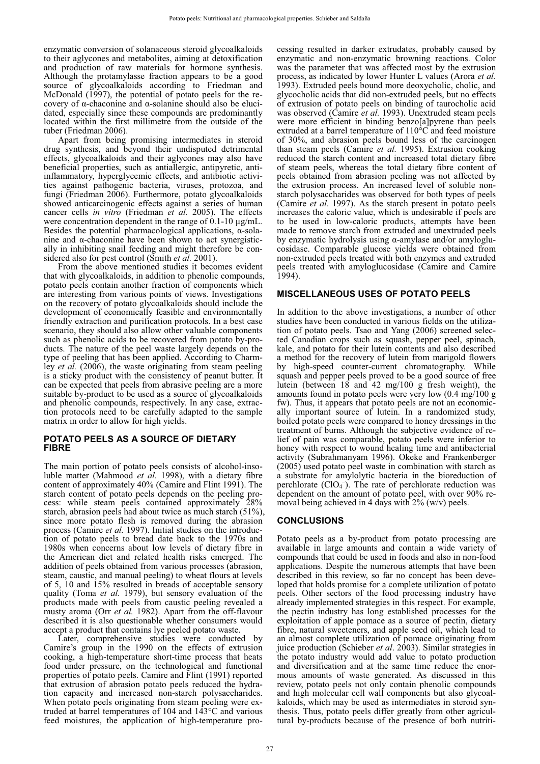enzymatic conversion of solanaceous steroid glycoalkaloids to their aglycones and metabolites, aiming at detoxification and production of raw materials for hormone synthesis. Although the protamylasse fraction appears to be a good source of glycoalkaloids according to Friedman and McDonald (1997), the potential of potato peels for the recovery of α-chaconine and α-solanine should also be elucidated, especially since these compounds are predominantly located within the first millimetre from the outside of the tuber (Friedman 2006).

Apart from being promising intermediates in steroid drug synthesis, and beyond their undisputed detrimental effects, glycoalkaloids and their aglycones may also have beneficial properties, such as antiallergic, antipyretic, anti-inflammatory, hyperglycemic effects, and antibiotic activities against pathogenic bacteria, viruses, protozoa, and fungi (Friedman 2006). Furthermore, potato glycoalkaloids showed anticarcinogenic effects against a series of human cancer cells *in vitro* (Friedman *et al.* 2005). The effects were concentration dependent in the range of 0.1-10 µg/mL. Besides the potential pharmacological applications, α-solanine and α-chaconine have been shown to act synergistically in inhibiting snail feeding and might therefore be considered also for pest control (Smith *et al.* 2001).

From the above mentioned studies it becomes evident that with glycoalkaloids, in addition to phenolic compounds, potato peels contain another fraction of components which are interesting from various points of views. Investigations on the recovery of potato glycoalkaloids should include the development of economically feasible and environmentally friendly extraction and purification protocols. In a best case scenario, they should also allow other valuable components such as phenolic acids to be recovered from potato by-products. The nature of the peel waste largely depends on the type of peeling that has been applied. According to Charmley *et al.* (2006), the waste originating from steam peeling is a sticky product with the consistency of peanut butter. It can be expected that peels from abrasive peeling are a more suitable by-product to be used as a source of glycoalkaloids and phenolic compounds, respectively. In any case, extraction protocols need to be carefully adapted to the sample matrix in order to allow for high yields.

## POTATO PEELS AS A SOURCE OF DIETARY FIBRE

The main portion of potato peels consists of alcohol-insoluble matter (Mahmood *et al.* 1998), with a dietary fibre content of approximately 40% (Camire and Flint 1991). The starch content of potato peels depends on the peeling process: while steam peels contained approximately 28% starch, abrasion peels had about twice as much starch (51%), since more potato flesh is removed during the abrasion process (Camire *et al.* 1997). Initial studies on the introduction of potato peels to bread date back to the 1970s and 1980s when concerns about low levels of dietary fibre in the American diet and related health risks emerged. The addition of peels obtained from various processes (abrasion, steam, caustic, and manual peeling) to wheat flours at levels of 5, 10 and 15% resulted in breads of acceptable sensory quality (Toma *et al.* 1979), but sensory evaluation of the products made with peels from caustic peeling revealed a musty aroma (Orr *et al.* 1982). Apart from the off-flavour described it is also questionable whether consumers would accept a product that contains lye peeled potato waste.

Later, comprehensive studies were conducted by Camire's group in the 1990 on the effects of extrusion cooking, a high-temperature short-time process that heats food under pressure, on the technological and functional properties of potato peels. Camire and Flint (1991) reported that extrusion of abrasion potato peels reduced the hydration capacity and increased non-starch polysaccharides. When potato peels originating from steam peeling were extruded at barrel temperatures of 104 and 143°C and various feed moistures, the application of high-temperature processing resulted in darker extrudates, probably caused by enzymatic and non-enzymatic browning reactions. Color was the parameter that was affected most by the extrusion process, as indicated by lower Hunter L values (Arora *et al.* 1993). Extruded peels bound more deoxycholic, cholic, and glycocholic acids that did non-extruded peels, but no effects of extrusion of potato peels on binding of taurocholic acid was observed (Camire *et al.* 1993). Unextruded steam peels were more efficient in binding benzo[a]pyrene than peels extruded at a barrel temperature of 110°C and feed moisture of 30%, and abrasion peels bound less of the carcinogen than steam peels (Camire *et al.* 1995). Extrusion cooking reduced the starch content and increased total dietary fibre of steam peels, whereas the total dietary fibre content of peels obtained from abrasion peeling was not affected by the extrusion process. An increased level of soluble non-starch polysaccharides was observed for both types of peels (Camire *et al*. 1997). As the starch present in potato peels increases the caloric value, which is undesirable if peels are to be used in low-caloric products, attempts have been made to remove starch from extruded and unextruded peels by enzymatic hydrolysis using α-amylase and/or amyloglucosidase. Comparable glucose yields were obtained from non-extruded peels treated with both enzymes and extruded peels treated with amyloglucosidase (Camire and Camire 1994).

## MISCELLANEOUS USES OF POTATO PEELS

In addition to the above investigations, a number of other studies have been conducted in various fields on the utilization of potato peels. Tsao and Yang (2006) screened selected Canadian crops such as squash, pepper peel, spinach, kale, and potato for their lutein contents and also described a method for the recovery of lutein from marigold flowers by high-speed counter-current chromatography. While squash and pepper peels proved to be a good source of free lutein (between 18 and 42 mg/100 g fresh weight), the amounts found in potato peels were very low (0.4 mg/100 g fw). Thus, it appears that potato peels are not an economically important source of lutein. In a randomized study, boiled potato peels were compared to honey dressings in the treatment of burns. Although the subjective evidence of relief of pain was comparable, potato peels were inferior to honey with respect to wound healing time and antibacterial activity (Subrahmanyam 1996). Okeke and Frankenberger (2005) used potato peel waste in combination with starch as a substrate for amylolytic bacteria in the bioreduction of perchlorate ($ClO_4^-$). The rate of perchlorate reduction was dependent on the amount of potato peel, with over 90% removal being achieved in 4 days with 2% (w/v) peels.

## CONCLUSIONS

Potato peels as a by-product from potato processing are available in large amounts and contain a wide variety of compounds that could be used in foods and also in non-food applications. Despite the numerous attempts that have been described in this review, so far no concept has been developed that holds promise for a complete utilization of potato peels. Other sectors of the food processing industry have already implemented strategies in this respect. For example, the pectin industry has long established processes for the exploitation of apple pomace as a source of pectin, dietary fibre, natural sweeteners, and apple seed oil, which lead to an almost complete utilization of pomace originating from juice production (Schieber *et al*. 2003). Similar strategies in the potato industry would add value to potato production and diversification and at the same time reduce the enormous amounts of waste generated. As discussed in this review, potato peels not only contain phenolic compounds and high molecular cell wall components but also glycoalkaloids, which may be used as intermediates in steroid synthesis. Thus, potato peels differ greatly from other agricultural by-products because of the presence of both nutriti-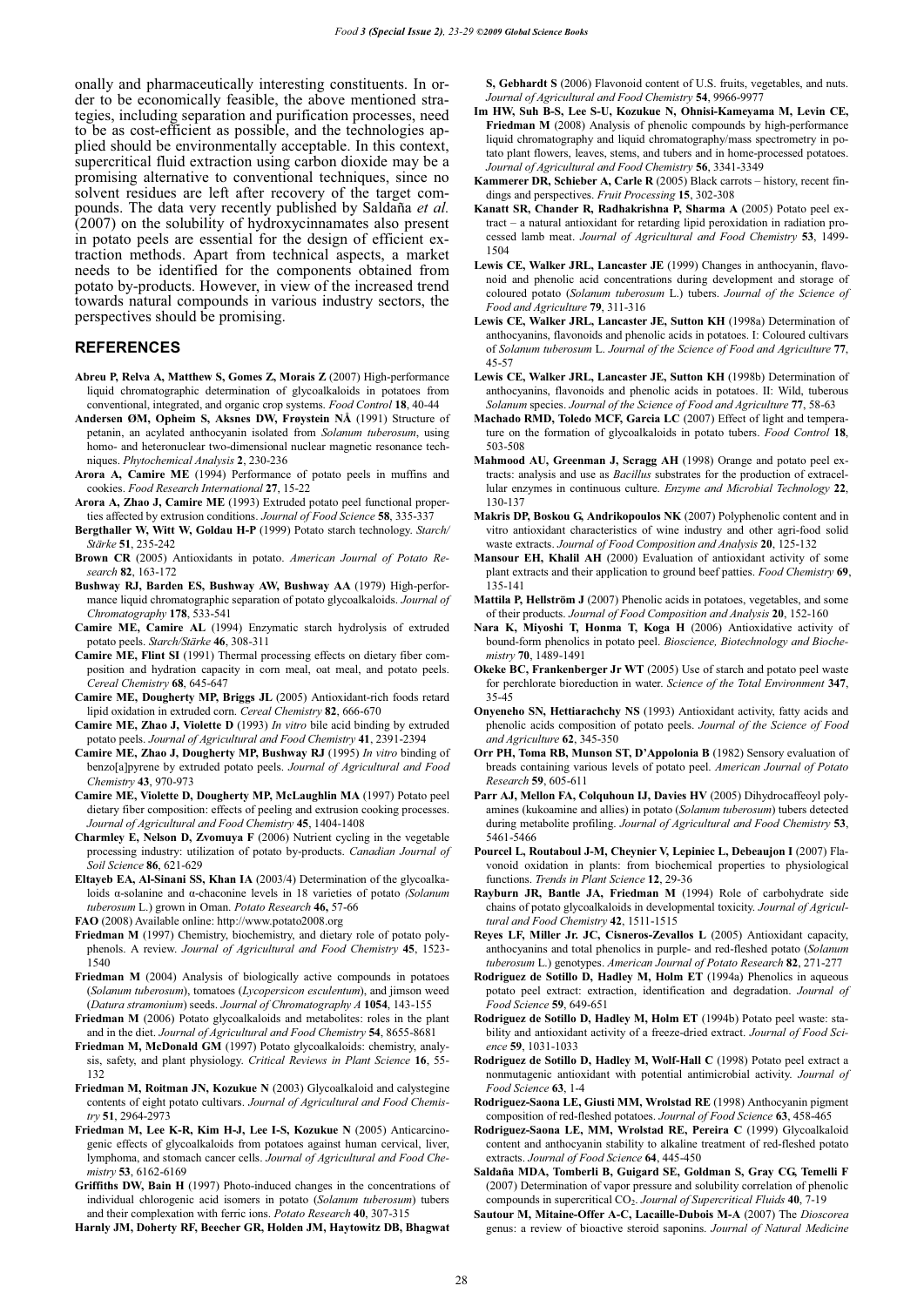onally and pharmaceutically interesting constituents. In order to be economically feasible, the above mentioned strategies, including separation and purification processes, need to be as cost-efficient as possible, and the technologies applied should be environmentally acceptable. In this context, supercritical fluid extraction using carbon dioxide may be a promising alternative to conventional techniques, since no solvent residues are left after recovery of the target compounds. The data very recently published by Saldaña *et al.* (2007) on the solubility of hydroxycinnamates also present in potato peels are essential for the design of efficient extraction methods. Apart from technical aspects, a market needs to be identified for the components obtained from potato by-products. However, in view of the increased trend towards natural compounds in various industry sectors, the perspectives should be promising.

## REFERENCES

**Abreu P, Relva A, Matthew S, Gomes Z, Morais Z** (2007) High-performance liquid chromatographic determination of glycoalkaloids in potatoes from conventional, integrated, and organic crop systems. *Food Control* **18**, 40-44

**Andersen ØM, Opheim S, Aksnes DW, Frøystein NÅ** (1991) Structure of petanin, an acylated anthocyanin isolated from *Solanum tuberosum*, using homo- and heteronuclear two-dimensional nuclear magnetic resonance techniques. *Phytochemical Analysis* **2**, 230-236

**Arora A, Camire ME** (1994) Performance of potato peels in muffins and cookies. *Food Research International* **27**, 15-22

**Arora A, Zhao J, Camire ME** (1993) Extruded potato peel functional properties affected by extrusion conditions. *Journal of Food Science* **58**, 335-337

**Bergthaller W, Witt W, Goldau H-P** (1999) Potato starch technology. *Starch/Stärke* **51**, 235-242

**Brown CR** (2005) Antioxidants in potato. *American Journal of Potato Research* **82**, 163-172

**Bushway RJ, Barden ES, Bushway AW, Bushway AA** (1979) High-performance liquid chromatographic separation of potato glycoalkaloids. *Journal of Chromatography* **178**, 533-541

**Camire ME, Camire AL** (1994) Enzymatic starch hydrolysis of extruded potato peels. *Starch/Stärke* **46**, 308-311

**Camire ME, Flint SI** (1991) Thermal processing effects on dietary fiber composition and hydration capacity in corn meal, oat meal, and potato peels. *Cereal Chemistry* **68**, 645-647

**Camire ME, Dougherty MP, Briggs JL** (2005) Antioxidant-rich foods retard lipid oxidation in extruded corn. *Cereal Chemistry* **82**, 666-670

**Camire ME, Zhao J, Violette D** (1993) *In vitro* bile acid binding by extruded potato peels. *Journal of Agricultural and Food Chemistry* **41**, 2391-2394

**Camire ME, Zhao J, Dougherty MP, Bushway RJ** (1995) *In vitro* binding of benzo[a]pyrene by extruded potato peels. *Journal of Agricultural and Food Chemistry* **43**, 970-973

**Camire ME, Violette D, Dougherty MP, McLaughlin MA** (1997) Potato peel dietary fiber composition: effects of peeling and extrusion cooking processes. *Journal of Agricultural and Food Chemistry* **45**, 1404-1408

**Charmley E, Nelson D, Zvomuya F** (2006) Nutrient cycling in the vegetable processing industry: utilization of potato by-products. *Canadian Journal of Soil Science* **86**, 621-629

**Eltayeb EA, Al-Sinani SS, Khan IA** (2003/4) Determination of the glycoalkaloids α-solanine and α-chaconine levels in 18 varieties of potato *(Solanum tuberosum* L.) grown in Oman. *Potato Research* **46,** 57-66

**FAO** (2008) Available online: http://www.potato2008.org

**Friedman M** (1997) Chemistry, biochemistry, and dietary role of potato polyphenols. A review. *Journal of Agricultural and Food Chemistry* **45**, 1523-1540

**Friedman M** (2004) Analysis of biologically active compounds in potatoes (*Solanum tuberosum*), tomatoes (*Lycopersicon esculentum*), and jimson weed (*Datura stramonium*) seeds. *Journal of Chromatography A* **1054**, 143-155

**Friedman M** (2006) Potato glycoalkaloids and metabolites: roles in the plant and in the diet. *Journal of Agricultural and Food Chemistry* **54**, 8655-8681

**Friedman M, McDonald GM** (1997) Potato glycoalkaloids: chemistry, analysis, safety, and plant physiology. *Critical Reviews in Plant Science* **16**, 55-132

**Friedman M, Roitman JN, Kozukue N** (2003) Glycoalkaloid and calystegine contents of eight potato cultivars. *Journal of Agricultural and Food Chemistry* **51**, 2964-2973

**Friedman M, Lee K-R, Kim H-J, Lee I-S, Kozukue N** (2005) Anticarcinogenic effects of glycoalkaloids from potatoes against human cervical, liver, lymphoma, and stomach cancer cells. *Journal of Agricultural and Food Chemistry* **53**, 6162-6169

**Griffiths DW, Bain H** (1997) Photo-induced changes in the concentrations of individual chlorogenic acid isomers in potato (*Solanum tuberosum*) tubers and their complexation with ferric ions. *Potato Research* **40**, 307-315

**Harnly JM, Doherty RF, Beecher GR, Holden JM, Haytowitz DB, Bhagwat S, Gebhardt S** (2006) Flavonoid content of U.S. fruits, vegetables, and nuts. *Journal of Agricultural and Food Chemistry* **54**, 9966-9977

**Im HW, Suh B-S, Lee S-U, Kozukue N, Ohnisi-Kameyama M, Levin CE, Friedman M** (2008) Analysis of phenolic compounds by high-performance liquid chromatography and liquid chromatography/mass spectrometry in potato plant flowers, leaves, stems, and tubers and in home-processed potatoes. *Journal of Agricultural and Food Chemistry* **56**, 3341-3349

**Kammerer DR, Schieber A, Carle R** (2005) Black carrots – history, recent findings and perspectives. *Fruit Processing* **15**, 302-308

**Kanatt SR, Chander R, Radhakrishna P, Sharma A** (2005) Potato peel extract – a natural antioxidant for retarding lipid peroxidation in radiation processed lamb meat. *Journal of Agricultural and Food Chemistry* **53**, 1499-1504

**Lewis CE, Walker JRL, Lancaster JE** (1999) Changes in anthocyanin, flavonoid and phenolic acid concentrations during development and storage of coloured potato (*Solanum tuberosum* L.) tubers. *Journal of the Science of Food and Agriculture* **79**, 311-316

**Lewis CE, Walker JRL, Lancaster JE, Sutton KH** (1998a) Determination of anthocyanins, flavonoids and phenolic acids in potatoes. I: Coloured cultivars of *Solanum tuberosum* L. *Journal of the Science of Food and Agriculture* **77**, 45-57

**Lewis CE, Walker JRL, Lancaster JE, Sutton KH** (1998b) Determination of anthocyanins, flavonoids and phenolic acids in potatoes. II: Wild, tuberous *Solanum* species. *Journal of the Science of Food and Agriculture* **77**, 58-63

**Machado RMD, Toledo MCF, Garcia LC** (2007) Effect of light and temperature on the formation of glycoalkaloids in potato tubers. *Food Control* **18**, 503-508

**Mahmood AU, Greenman J, Scragg AH** (1998) Orange and potato peel extracts: analysis and use as *Bacillus* substrates for the production of extracellular enzymes in continuous culture. *Enzyme and Microbial Technology* **22**, 130-137

**Makris DP, Boskou G, Andrikopoulos NK** (2007) Polyphenolic content and in vitro antioxidant characteristics of wine industry and other agri-food solid waste extracts. *Journal of Food Composition and Analysis* **20**, 125-132

**Mansour EH, Khalil AH** (2000) Evaluation of antioxidant activity of some plant extracts and their application to ground beef patties. *Food Chemistry* **69**, 135-141

**Mattila P, Hellström J** (2007) Phenolic acids in potatoes, vegetables, and some of their products. *Journal of Food Composition and Analysis* **20**, 152-160

**Nara K, Miyoshi T, Honma T, Koga H** (2006) Antioxidative activity of bound-form phenolics in potato peel. *Bioscience, Biotechnology and Biochemistry* **70**, 1489-1491

**Okeke BC, Frankenberger Jr WT** (2005) Use of starch and potato peel waste for perchlorate bioreduction in water. *Science of the Total Environment* **347**, 35-45

**Onyeneho SN, Hettiarachchy NS** (1993) Antioxidant activity, fatty acids and phenolic acids composition of potato peels. *Journal of the Science of Food and Agriculture* **62**, 345-350

**Orr PH, Toma RB, Munson ST, D'Appolonia B** (1982) Sensory evaluation of breads containing various levels of potato peel. *American Journal of Potato Research* **59**, 605-611

**Parr AJ, Mellon FA, Colquhoun IJ, Davies HV** (2005) Dihydrocaffeoyl polyamines (kukoamine and allies) in potato (*Solanum tuberosum*) tubers detected during metabolite profiling. *Journal of Agricultural and Food Chemistry* **53**, 5461-5466

**Pourcel L, Routaboul J-M, Cheynier V, Lepiniec L, Debeaujon I** (2007) Flavonoid oxidation in plants: from biochemical properties to physiological functions. *Trends in Plant Science* **12**, 29-36

**Rayburn JR, Bantle JA, Friedman M** (1994) Role of carbohydrate side chains of potato glycoalkaloids in developmental toxicity. *Journal of Agricultural and Food Chemistry* **42**, 1511-1515

**Reyes LF, Miller Jr. JC, Cisneros-Zevallos L** (2005) Antioxidant capacity, anthocyanins and total phenolics in purple- and red-fleshed potato (*Solanum tuberosum* L.) genotypes. *American Journal of Potato Research* **82**, 271-277

**Rodriguez de Sotillo D, Hadley M, Holm ET** (1994a) Phenolics in aqueous potato peel extract: extraction, identification and degradation. *Journal of Food Science* **59**, 649-651

**Rodriguez de Sotillo D, Hadley M, Holm ET** (1994b) Potato peel waste: stability and antioxidant activity of a freeze-dried extract. *Journal of Food Science* **59**, 1031-1033

**Rodriguez de Sotillo D, Hadley M, Wolf-Hall C** (1998) Potato peel extract a nonmutagenic antioxidant with potential antimicrobial activity. *Journal of Food Science* **63**, 1-4

**Rodriguez-Saona LE, Giusti MM, Wrolstad RE** (1998) Anthocyanin pigment composition of red-fleshed potatoes. *Journal of Food Science* **63**, 458-465

**Rodriguez-Saona LE, MM, Wrolstad RE, Pereira C** (1999) Glycoalkaloid content and anthocyanin stability to alkaline treatment of red-fleshed potato extracts. *Journal of Food Science* **64**, 445-450

**Saldaña MDA, Tomberli B, Guigard SE, Goldman S, Gray CG, Temelli F** (2007) Determination of vapor pressure and solubility correlation of phenolic compounds in supercritical $CO_2$. *Journal of Supercritical Fluids* **40**, 7-19

**Sautour M, Mitaine-Offer A-C, Lacaille-Dubois M-A** (2007) The *Dioscorea* genus: a review of bioactive steroid saponins. *Journal of Natural Medicine*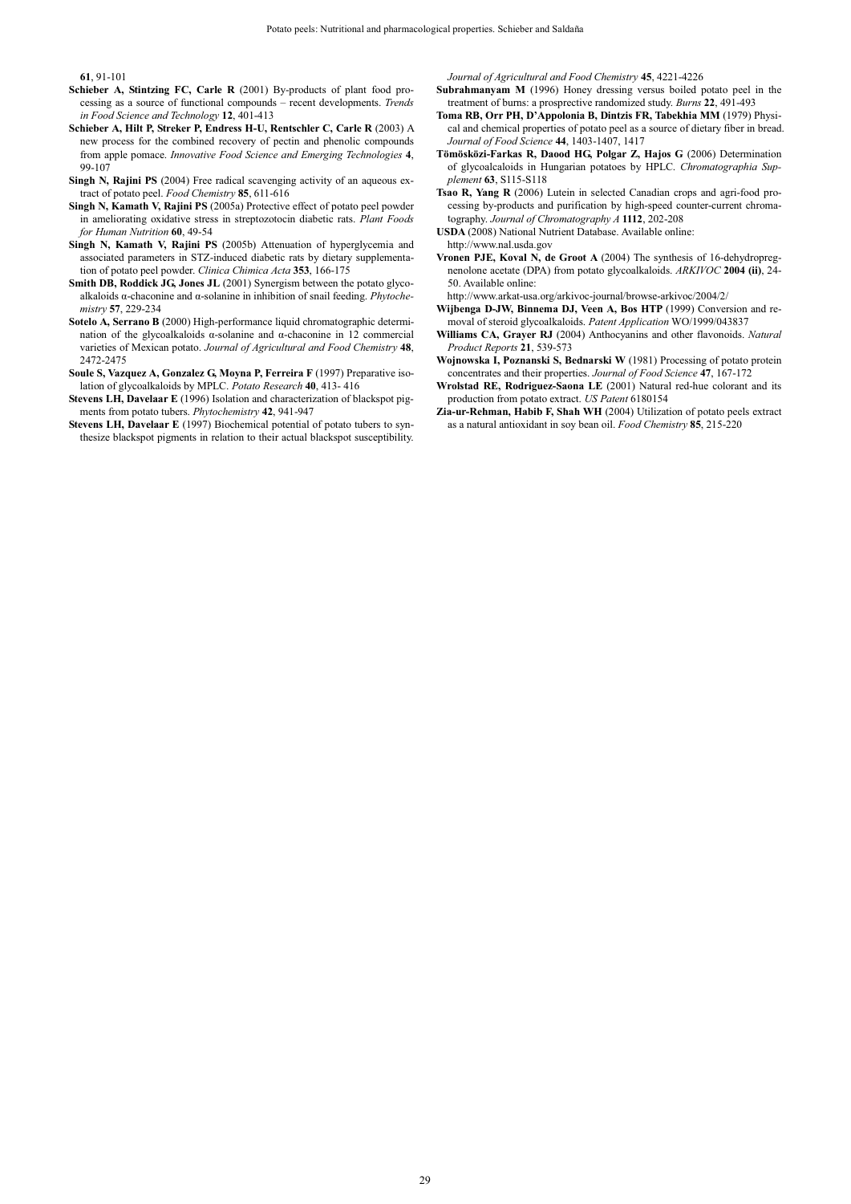**61**, 91-101

**Schieber A, Stintzing FC, Carle R** (2001) By-products of plant food processing as a source of functional compounds – recent developments. *Trends in Food Science and Technology* **12**, 401-413

**Schieber A, Hilt P, Streker P, Endress H-U, Rentschler C, Carle R** (2003) A new process for the combined recovery of pectin and phenolic compounds from apple pomace. *Innovative Food Science and Emerging Technologies* **4**, 99-107

**Singh N, Rajini PS** (2004) Free radical scavenging activity of an aqueous extract of potato peel. *Food Chemistry* **85**, 611-616

**Singh N, Kamath V, Rajini PS** (2005a) Protective effect of potato peel powder in ameliorating oxidative stress in streptozotocin diabetic rats. *Plant Foods for Human Nutrition* **60**, 49-54

**Singh N, Kamath V, Rajini PS** (2005b) Attenuation of hyperglycemia and associated parameters in STZ-induced diabetic rats by dietary supplementation of potato peel powder. *Clinica Chimica Acta* **353**, 166-175

**Smith DB, Roddick JG, Jones JL** (2001) Synergism between the potato glycoalkaloids α-chaconine and α-solanine in inhibition of snail feeding. *Phytochemistry* **57**, 229-234

**Sotelo A, Serrano B** (2000) High-performance liquid chromatographic determination of the glycoalkaloids α-solanine and α-chaconine in 12 commercial varieties of Mexican potato. *Journal of Agricultural and Food Chemistry* **48**, 2472-2475

**Soule S, Vazquez A, Gonzalez G, Moyna P, Ferreira F** (1997) Preparative isolation of glycoalkaloids by MPLC. *Potato Research* **40**, 413- 416

**Stevens LH, Davelaar E** (1996) Isolation and characterization of blackspot pigments from potato tubers. *Phytochemistry* **42**, 941-947

**Stevens LH, Davelaar E** (1997) Biochemical potential of potato tubers to synthesize blackspot pigments in relation to their actual blackspot susceptibility. *Journal of Agricultural and Food Chemistry* **45**, 4221-4226

**Subrahmanyam M** (1996) Honey dressing versus boiled potato peel in the treatment of burns: a prosprective randomized study. *Burns* **22**, 491-493

**Toma RB, Orr PH, D'Appolonia B, Dintzis FR, Tabekhia MM** (1979) Physical and chemical properties of potato peel as a source of dietary fiber in bread. *Journal of Food Science* **44**, 1403-1407, 1417

**Tömösközi-Farkas R, Daood HG, Polgar Z, Hajos G** (2006) Determination of glycoalcaloids in Hungarian potatoes by HPLC. *Chromatographia Supplement* **63**, S115-S118

**Tsao R, Yang R** (2006) Lutein in selected Canadian crops and agri-food processing by-products and purification by high-speed counter-current chromatography. *Journal of Chromatography A* **1112**, 202-208

**USDA** (2008) National Nutrient Database. Available online: http://www.nal.usda.gov

**Vronen PJE, Koval N, de Groot A** (2004) The synthesis of 16-dehydropregnenolone acetate (DPA) from potato glycoalkaloids. *ARKIVOC* **2004 (ii)**, 24-50. Available online: http://www.arkat-usa.org/arkivoc-journal/browse-arkivoc/2004/2/

**Wijbenga D-JW, Binnema DJ, Veen A, Bos HTP** (1999) Conversion and removal of steroid glycoalkaloids. *Patent Application* WO/1999/043837

**Williams CA, Grayer RJ** (2004) Anthocyanins and other flavonoids. *Natural Product Reports* **21**, 539-573

**Wojnowska I, Poznanski S, Bednarski W** (1981) Processing of potato protein concentrates and their properties. *Journal of Food Science* **47**, 167-172

**Wrolstad RE, Rodriguez-Saona LE** (2001) Natural red-hue colorant and its production from potato extract. *US Patent* 6180154

**Zia-ur-Rehman, Habib F, Shah WH** (2004) Utilization of potato peels extract as a natural antioxidant in soy bean oil. *Food Chemistry* **85**, 215-220